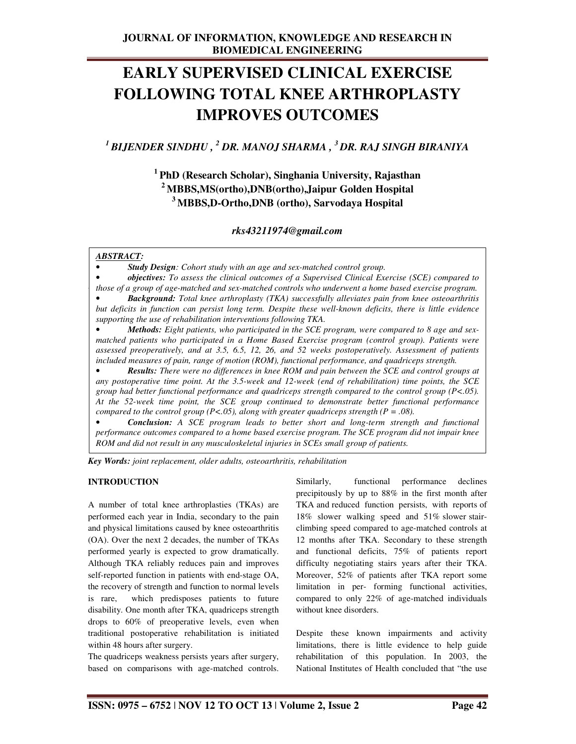# EARLY SUPERVISED CLINICAL EXERCISE FOLLOWING TOTAL KNEE ARTHROPLASTY IMPROVES OUTCOMES

***[1] BIJENDER SINDHU , [2] DR. MANOJ SHARMA , [3] DR. RAJ SINGH BIRANIYA***

**[1] PhD (Research Scholar), Singhania University, Rajasthan**
**[2] MBBS,MS(ortho),DNB(ortho),Jaipur Golden Hospital**
**[3] MBBS,D-Ortho,DNB (ortho), Sarvodaya Hospital**

***rks43211974@gmail.com***

***ABSTRACT:***

- ***Study Design****: Cohort study with an age and sex-matched control group.*
- ***objectives:*** *To assess the clinical outcomes of a Supervised Clinical Exercise (SCE) compared to those of a group of age-matched and sex-matched controls who underwent a home based exercise program.*
- ***Background:*** *Total knee arthroplasty (TKA) successfully alleviates pain from knee osteoarthritis but deficits in function can persist long term. Despite these well-known deficits, there is little evidence supporting the use of rehabilitation interventions following TKA.*
- ***Methods:*** *Eight patients, who participated in the SCE program, were compared to 8 age and sex-matched patients who participated in a Home Based Exercise program (control group). Patients were assessed preoperatively, and at 3.5, 6.5, 12, 26, and 52 weeks postoperatively. Assessment of patients included measures of pain, range of motion (ROM), functional performance, and quadriceps strength.*
- ***Results:*** *There were no differences in knee ROM and pain between the SCE and control groups at any postoperative time point. At the 3.5-week and 12-week (end of rehabilitation) time points, the SCE group had better functional performance and quadriceps strength compared to the control group (P<.05). At the 52-week time point, the SCE group continued to demonstrate better functional performance compared to the control group (P<.05), along with greater quadriceps strength (P = .08).*
- ***Conclusion:*** *A SCE program leads to better short and long-term strength and functional performance outcomes compared to a home based exercise program. The SCE program did not impair knee ROM and did not result in any musculoskeletal injuries in SCEs small group of patients.*

***Key Words:*** *joint replacement, older adults, osteoarthritis, rehabilitation*

## INTRODUCTION

A number of total knee arthroplasties (TKAs) are performed each year in India, secondary to the pain and physical limitations caused by knee osteoarthritis (OA). Over the next 2 decades, the number of TKAs performed yearly is expected to grow dramatically. Although TKA reliably reduces pain and improves self-reported function in patients with end-stage OA, the recovery of strength and function to normal levels is rare, which predisposes patients to future disability. One month after TKA, quadriceps strength drops to 60% of preoperative levels, even when traditional postoperative rehabilitation is initiated within 48 hours after surgery.

The quadriceps weakness persists years after surgery, based on comparisons with age-matched controls. Similarly, functional performance declines precipitously by up to 88% in the first month after TKA and reduced function persists, with reports of 18% slower walking speed and 51% slower stair-climbing speed compared to age-matched controls at 12 months after TKA. Secondary to these strength and functional deficits, 75% of patients report difficulty negotiating stairs years after their TKA. Moreover, 52% of patients after TKA report some limitation in per- forming functional activities, compared to only 22% of age-matched individuals without knee disorders.

Despite these known impairments and activity limitations, there is little evidence to help guide rehabilitation of this population. In 2003, the National Institutes of Health concluded that "the use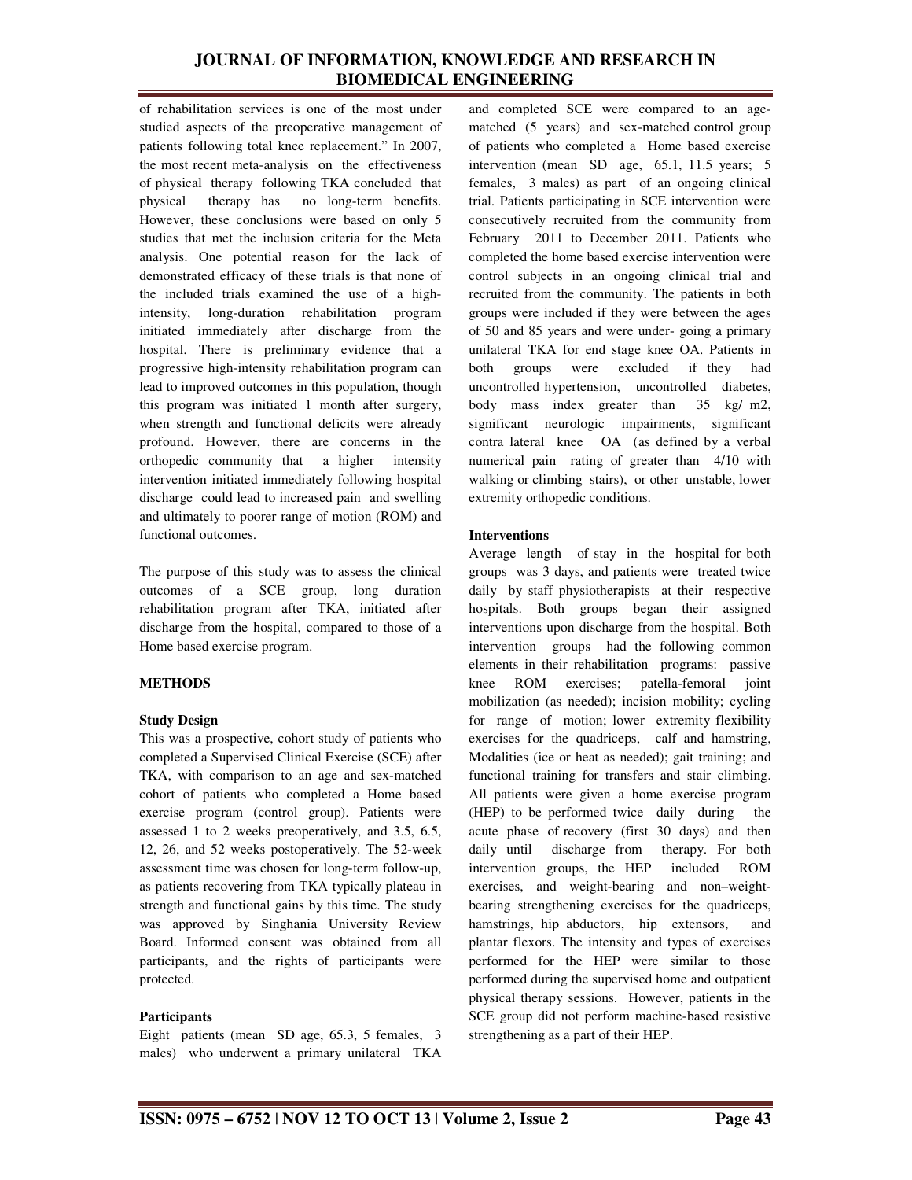of rehabilitation services is one of the most under studied aspects of the preoperative management of patients following total knee replacement." In 2007, the most recent meta-analysis on the effectiveness of physical therapy following TKA concluded that physical therapy has no long-term benefits. However, these conclusions were based on only 5 studies that met the inclusion criteria for the Meta analysis. One potential reason for the lack of demonstrated efficacy of these trials is that none of the included trials examined the use of a high-intensity, long-duration rehabilitation program initiated immediately after discharge from the hospital. There is preliminary evidence that a progressive high-intensity rehabilitation program can lead to improved outcomes in this population, though this program was initiated 1 month after surgery, when strength and functional deficits were already profound. However, there are concerns in the orthopedic community that a higher intensity intervention initiated immediately following hospital discharge could lead to increased pain and swelling and ultimately to poorer range of motion (ROM) and functional outcomes.

The purpose of this study was to assess the clinical outcomes of a SCE group, long duration rehabilitation program after TKA, initiated after discharge from the hospital, compared to those of a Home based exercise program.

## METHODS

### Study Design

This was a prospective, cohort study of patients who completed a Supervised Clinical Exercise (SCE) after TKA, with comparison to an age and sex-matched cohort of patients who completed a Home based exercise program (control group). Patients were assessed 1 to 2 weeks preoperatively, and 3.5, 6.5, 12, 26, and 52 weeks postoperatively. The 52-week assessment time was chosen for long-term follow-up, as patients recovering from TKA typically plateau in strength and functional gains by this time. The study was approved by Singhania University Review Board. Informed consent was obtained from all participants, and the rights of participants were protected.

### Participants

Eight patients (mean SD age, 65.3, 5 females, 3 males) who underwent a primary unilateral TKA and completed SCE were compared to an age-matched (5 years) and sex-matched control group of patients who completed a Home based exercise intervention (mean SD age, 65.1, 11.5 years; 5 females, 3 males) as part of an ongoing clinical trial. Patients participating in SCE intervention were consecutively recruited from the community from February 2011 to December 2011. Patients who completed the home based exercise intervention were control subjects in an ongoing clinical trial and recruited from the community. The patients in both groups were included if they were between the ages of 50 and 85 years and were under- going a primary unilateral TKA for end stage knee OA. Patients in both groups were excluded if they had uncontrolled hypertension, uncontrolled diabetes, body mass index greater than 35 kg/ m2, significant neurologic impairments, significant contra lateral knee OA (as defined by a verbal numerical pain rating of greater than 4/10 with walking or climbing stairs), or other unstable, lower extremity orthopedic conditions.

### Interventions

Average length of stay in the hospital for both groups was 3 days, and patients were treated twice daily by staff physiotherapists at their respective hospitals. Both groups began their assigned interventions upon discharge from the hospital. Both intervention groups had the following common elements in their rehabilitation programs: passive knee ROM exercises; patella-femoral joint mobilization (as needed); incision mobility; cycling for range of motion; lower extremity flexibility exercises for the quadriceps, calf and hamstring, Modalities (ice or heat as needed); gait training; and functional training for transfers and stair climbing. All patients were given a home exercise program (HEP) to be performed twice daily during the acute phase of recovery (first 30 days) and then daily until discharge from therapy. For both intervention groups, the HEP included ROM exercises, and weight-bearing and non–weight-bearing strengthening exercises for the quadriceps, hamstrings, hip abductors, hip extensors, and plantar flexors. The intensity and types of exercises performed for the HEP were similar to those performed during the supervised home and outpatient physical therapy sessions. However, patients in the SCE group did not perform machine-based resistive strengthening as a part of their HEP.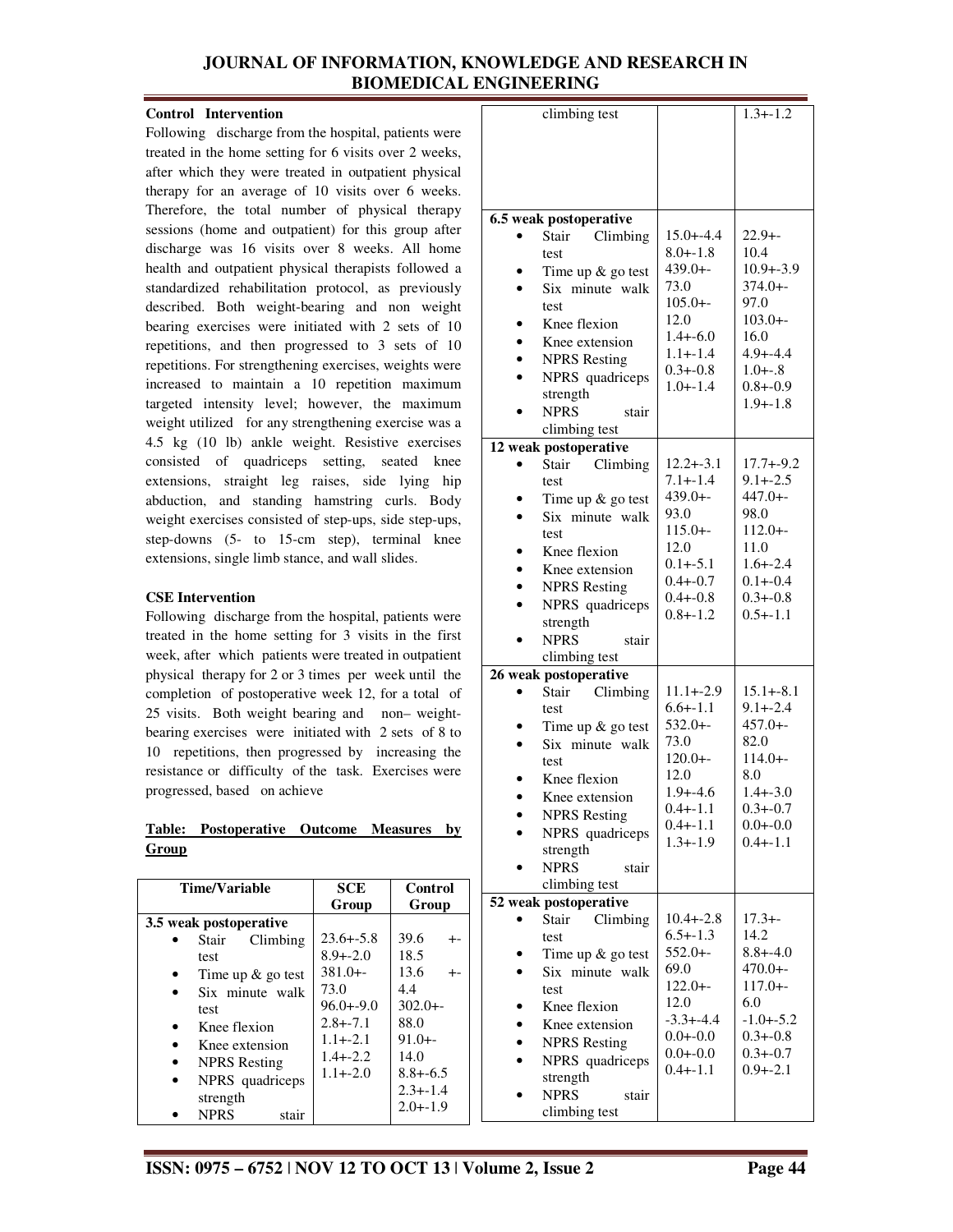**Control Intervention**

Following discharge from the hospital, patients were treated in the home setting for 6 visits over 2 weeks, after which they were treated in outpatient physical therapy for an average of 10 visits over 6 weeks. Therefore, the total number of physical therapy sessions (home and outpatient) for this group after discharge was 16 visits over 8 weeks. All home health and outpatient physical therapists followed a standardized rehabilitation protocol, as previously described. Both weight-bearing and non weight bearing exercises were initiated with 2 sets of 10 repetitions, and then progressed to 3 sets of 10 repetitions. For strengthening exercises, weights were increased to maintain a 10 repetition maximum targeted intensity level; however, the maximum weight utilized for any strengthening exercise was a 4.5 kg (10 lb) ankle weight. Resistive exercises consisted of quadriceps setting, seated knee extensions, straight leg raises, side lying hip abduction, and standing hamstring curls. Body weight exercises consisted of step-ups, side step-ups, step-downs (5- to 15-cm step), terminal knee extensions, single limb stance, and wall slides.

**CSE Intervention**

Following discharge from the hospital, patients were treated in the home setting for 3 visits in the first week, after which patients were treated in outpatient physical therapy for 2 or 3 times per week until the completion of postoperative week 12, for a total of 25 visits. Both weight bearing and non– weight-bearing exercises were initiated with 2 sets of 8 to 10 repetitions, then progressed by increasing the resistance or difficulty of the task. Exercises were progressed, based on achieve

**Table: Postoperative Outcome Measures by Group**

| Time/Variable | SCE Group | Control Group |
|---|---|---|
| **3.5 weak postoperative** | | |
| • Stair Climbing test | 23.6+-5.8 | 39.6 +-18.5 |
| • Time up & go test | 8.9+-2.0 | 13.6 +-4.4 |
| • Six minute walk test | 381.0+-73.0 | 302.0+-88.0 |
| • Knee flexion | 96.0+-9.0 | 91.0+-14.0 |
| • Knee extension | 2.8+-7.1 | 8.8+-6.5 |
| • NPRS Resting | 1.1+-2.1 | 2.3+-1.4 |
| • NPRS quadriceps strength | 1.4+-2.2 | 2.0+-1.9 |
| • NPRS stair climbing test | 1.1+-2.0 | 1.3+-1.2 |
| **6.5 weak postoperative** | | |
| • Stair Climbing test | 15.0+-4.4 | 22.9+-10.4 |
| • Time up & go test | 8.0+-1.8 | 10.9+-3.9 |
| • Six minute walk test | 439.0+-73.0 | 374.0+-97.0 |
| • Knee flexion | 105.0+-12.0 | 103.0+-16.0 |
| • Knee extension | 1.4+-6.0 | 4.9+-4.4 |
| • NPRS Resting | 1.1+-1.4 | 1.0+-.8 |
| • NPRS quadriceps strength | 0.3+-0.8 | 0.8+-0.9 |
| • NPRS stair climbing test | 1.0+-1.4 | 1.9+-1.8 |
| **12 weak postoperative** | | |
| • Stair Climbing test | 12.2+-3.1 | 17.7+-9.2 |
| • Time up & go test | 7.1+-1.4 | 9.1+-2.5 |
| • Six minute walk test | 439.0+-93.0 | 447.0+-98.0 |
| • Knee flexion | 115.0+-12.0 | 112.0+-11.0 |
| • Knee extension | 0.1+-5.1 | 1.6+-2.4 |
| • NPRS Resting | 0.4+-0.7 | 0.1+-0.4 |
| • NPRS quadriceps strength | 0.4+-0.8 | 0.3+-0.8 |
| • NPRS stair climbing test | 0.8+-1.2 | 0.5+-1.1 |
| **26 weak postoperative** | | |
| • Stair Climbing test | 11.1+-2.9 | 15.1+-8.1 |
| • Time up & go test | 6.6+-1.1 | 9.1+-2.4 |
| • Six minute walk test | 532.0+-73.0 | 457.0+-82.0 |
| • Knee flexion | 120.0+-12.0 | 114.0+-8.0 |
| • Knee extension | 1.9+-4.6 | 1.4+-3.0 |
| • NPRS Resting | 0.4+-1.1 | 0.3+-0.7 |
| • NPRS quadriceps strength | 0.4+-1.1 | 0.0+-0.0 |
| • NPRS stair climbing test | 1.3+-1.9 | 0.4+-1.1 |
| **52 weak postoperative** | | |
| • Stair Climbing test | 10.4+-2.8 | 17.3+-14.2 |
| • Time up & go test | 6.5+-1.3 | 8.8+-4.0 |
| • Six minute walk test | 552.0+-69.0 | 470.0+-117.0 |
| • Knee flexion | 122.0+-12.0 | 117.0+-6.0 |
| • Knee extension | -3.3+-4.4 | -1.0+-5.2 |
| • NPRS Resting | 0.0+-0.0 | 0.3+-0.8 |
| • NPRS quadriceps strength | 0.0+-0.0 | 0.3+-0.7 |
| • NPRS stair climbing test | 0.4+-1.1 | 0.9+-2.1 |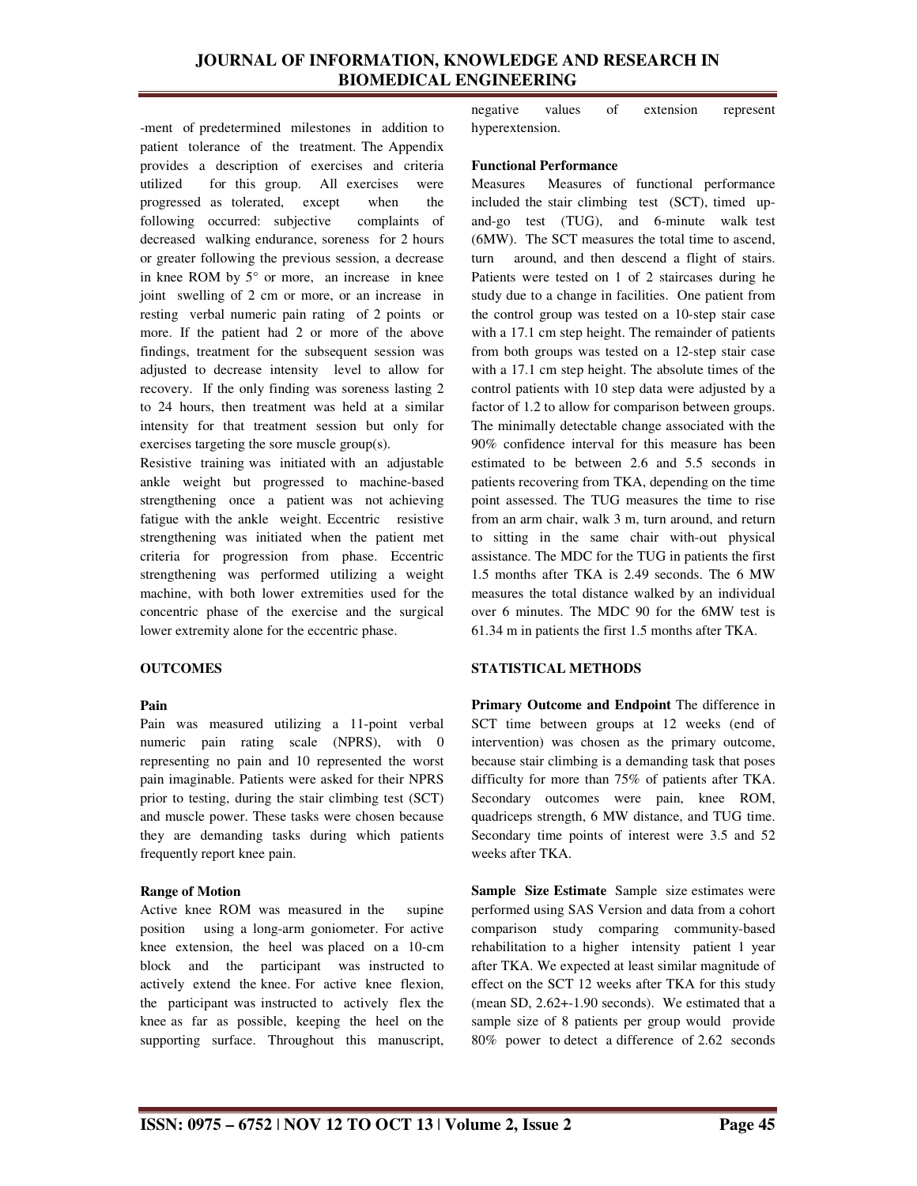-ment of predetermined milestones in addition to patient tolerance of the treatment. The Appendix provides a description of exercises and criteria utilized for this group. All exercises were progressed as tolerated, except when the following occurred: subjective complaints of decreased walking endurance, soreness for 2 hours or greater following the previous session, a decrease in knee ROM by 5° or more, an increase in knee joint swelling of 2 cm or more, or an increase in resting verbal numeric pain rating of 2 points or more. If the patient had 2 or more of the above findings, treatment for the subsequent session was adjusted to decrease intensity level to allow for recovery. If the only finding was soreness lasting 2 to 24 hours, then treatment was held at a similar intensity for that treatment session but only for exercises targeting the sore muscle group(s).

Resistive training was initiated with an adjustable ankle weight but progressed to machine-based strengthening once a patient was not achieving fatigue with the ankle weight. Eccentric resistive strengthening was initiated when the patient met criteria for progression from phase. Eccentric strengthening was performed utilizing a weight machine, with both lower extremities used for the concentric phase of the exercise and the surgical lower extremity alone for the eccentric phase.

## OUTCOMES

### Pain

Pain was measured utilizing a 11-point verbal numeric pain rating scale (NPRS), with 0 representing no pain and 10 represented the worst pain imaginable. Patients were asked for their NPRS prior to testing, during the stair climbing test (SCT) and muscle power. These tasks were chosen because they are demanding tasks during which patients frequently report knee pain.

### Range of Motion

Active knee ROM was measured in the supine position using a long-arm goniometer. For active knee extension, the heel was placed on a 10-cm block and the participant was instructed to actively extend the knee. For active knee flexion, the participant was instructed to actively flex the knee as far as possible, keeping the heel on the supporting surface. Throughout this manuscript, negative values of extension represent hyperextension.

### Functional Performance

Measures Measures of functional performance included the stair climbing test (SCT), timed up-and-go test (TUG), and 6-minute walk test (6MW). The SCT measures the total time to ascend, turn around, and then descend a flight of stairs. Patients were tested on 1 of 2 staircases during he study due to a change in facilities. One patient from the control group was tested on a 10-step stair case with a 17.1 cm step height. The remainder of patients from both groups was tested on a 12-step stair case with a 17.1 cm step height. The absolute times of the control patients with 10 step data were adjusted by a factor of 1.2 to allow for comparison between groups. The minimally detectable change associated with the 90% confidence interval for this measure has been estimated to be between 2.6 and 5.5 seconds in patients recovering from TKA, depending on the time point assessed. The TUG measures the time to rise from an arm chair, walk 3 m, turn around, and return to sitting in the same chair with-out physical assistance. The MDC for the TUG in patients the first 1.5 months after TKA is 2.49 seconds. The 6 MW measures the total distance walked by an individual over 6 minutes. The MDC 90 for the 6MW test is 61.34 m in patients the first 1.5 months after TKA.

## STATISTICAL METHODS

**Primary Outcome and Endpoint** The difference in SCT time between groups at 12 weeks (end of intervention) was chosen as the primary outcome, because stair climbing is a demanding task that poses difficulty for more than 75% of patients after TKA. Secondary outcomes were pain, knee ROM, quadriceps strength, 6 MW distance, and TUG time. Secondary time points of interest were 3.5 and 52 weeks after TKA.

**Sample Size Estimate** Sample size estimates were performed using SAS Version and data from a cohort comparison study comparing community-based rehabilitation to a higher intensity patient 1 year after TKA. We expected at least similar magnitude of effect on the SCT 12 weeks after TKA for this study (mean SD, 2.62+-1.90 seconds). We estimated that a sample size of 8 patients per group would provide 80% power to detect a difference of 2.62 seconds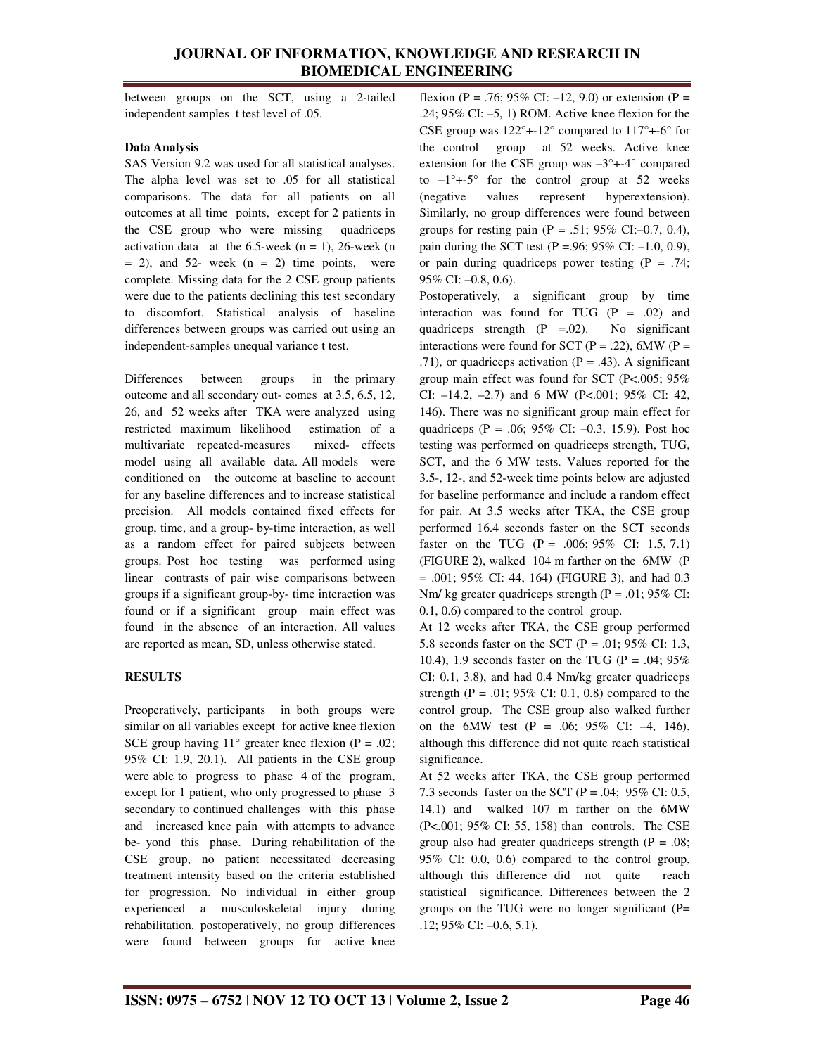between groups on the SCT, using a 2-tailed independent samples t test level of .05.

**Data Analysis**

SAS Version 9.2 was used for all statistical analyses. The alpha level was set to .05 for all statistical comparisons. The data for all patients on all outcomes at all time points, except for 2 patients in the CSE group who were missing quadriceps activation data at the 6.5-week (n = 1), 26-week (n = 2), and 52- week (n = 2) time points, were complete. Missing data for the 2 CSE group patients were due to the patients declining this test secondary to discomfort. Statistical analysis of baseline differences between groups was carried out using an independent-samples unequal variance t test.

Differences between groups in the primary outcome and all secondary out- comes at 3.5, 6.5, 12, 26, and 52 weeks after TKA were analyzed using restricted maximum likelihood estimation of a multivariate repeated-measures mixed- effects model using all available data. All models were conditioned on the outcome at baseline to account for any baseline differences and to increase statistical precision. All models contained fixed effects for group, time, and a group- by-time interaction, as well as a random effect for paired subjects between groups. Post hoc testing was performed using linear contrasts of pair wise comparisons between groups if a significant group-by- time interaction was found or if a significant group main effect was found in the absence of an interaction. All values are reported as mean, SD, unless otherwise stated.

**RESULTS**

Preoperatively, participants in both groups were similar on all variables except for active knee flexion SCE group having 11° greater knee flexion (P = .02; 95% CI: 1.9, 20.1). All patients in the CSE group were able to progress to phase 4 of the program, except for 1 patient, who only progressed to phase 3 secondary to continued challenges with this phase and increased knee pain with attempts to advance be- yond this phase. During rehabilitation of the CSE group, no patient necessitated decreasing treatment intensity based on the criteria established for progression. No individual in either group experienced a musculoskeletal injury during rehabilitation. postoperatively, no group differences were found between groups for active knee flexion (P = .76; 95% CI: –12, 9.0) or extension (P = .24; 95% CI: –5, 1) ROM. Active knee flexion for the CSE group was 122°+-12° compared to 117°+-6° for the control group at 52 weeks. Active knee extension for the CSE group was –3°+-4° compared to –1°+-5° for the control group at 52 weeks (negative values represent hyperextension). Similarly, no group differences were found between groups for resting pain (P = .51; 95% CI:–0.7, 0.4), pain during the SCT test (P =.96; 95% CI: –1.0, 0.9), or pain during quadriceps power testing (P = .74; 95% CI: –0.8, 0.6).

Postoperatively, a significant group by time interaction was found for TUG (P = .02) and quadriceps strength (P =.02). No significant interactions were found for SCT (P = .22), 6MW (P = .71), or quadriceps activation (P = .43). A significant group main effect was found for SCT (P<.005; 95% CI: –14.2, –2.7) and 6 MW (P<.001; 95% CI: 42, 146). There was no significant group main effect for quadriceps (P = .06; 95% CI: –0.3, 15.9). Post hoc testing was performed on quadriceps strength, TUG, SCT, and the 6 MW tests. Values reported for the 3.5-, 12-, and 52-week time points below are adjusted for baseline performance and include a random effect for pair. At 3.5 weeks after TKA, the CSE group performed 16.4 seconds faster on the SCT seconds faster on the TUG (P = .006; 95% CI: 1.5, 7.1) (FIGURE 2), walked 104 m farther on the 6MW (P = .001; 95% CI: 44, 164) (FIGURE 3), and had 0.3 Nm/ kg greater quadriceps strength (P = .01; 95% CI: 0.1, 0.6) compared to the control group.

At 12 weeks after TKA, the CSE group performed 5.8 seconds faster on the SCT (P = .01; 95% CI: 1.3, 10.4), 1.9 seconds faster on the TUG (P = .04; 95% CI: 0.1, 3.8), and had 0.4 Nm/kg greater quadriceps strength (P = .01; 95% CI: 0.1, 0.8) compared to the control group. The CSE group also walked further on the 6MW test (P = .06; 95% CI: –4, 146), although this difference did not quite reach statistical significance.

At 52 weeks after TKA, the CSE group performed 7.3 seconds faster on the SCT (P = .04; 95% CI: 0.5, 14.1) and walked 107 m farther on the 6MW (P<.001; 95% CI: 55, 158) than controls. The CSE group also had greater quadriceps strength (P = .08; 95% CI: 0.0, 0.6) compared to the control group, although this difference did not quite reach statistical significance. Differences between the 2 groups on the TUG were no longer significant (P= .12; 95% CI: –0.6, 5.1).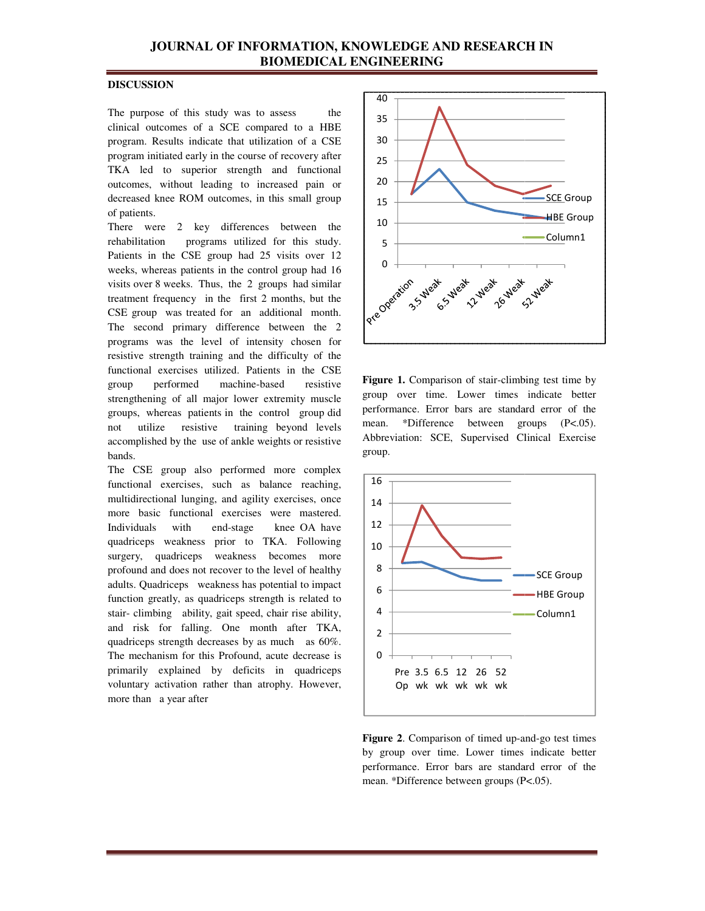## DISCUSSION

The purpose of this study was to assess the clinical outcomes of a SCE compared to a HBE program. Results indicate that utilization of a CSE program initiated early in the course of recovery after TKA led to superior strength and functional outcomes, without leading to increased pain or decreased knee ROM outcomes, in this small group of patients.

There were 2 key differences between the rehabilitation programs utilized for this study. Patients in the CSE group had 25 visits over 12 weeks, whereas patients in the control group had 16 visits over 8 weeks. Thus, the 2 groups had similar treatment frequency in the first 2 months, but the CSE group was treated for an additional month. The second primary difference between the 2 programs was the level of intensity chosen for resistive strength training and the difficulty of the functional exercises utilized. Patients in the CSE group performed machine-based resistive strengthening of all major lower extremity muscle groups, whereas patients in the control group did not utilize resistive training beyond levels accomplished by the use of ankle weights or resistive bands.

The CSE group also performed more complex functional exercises, such as balance reaching, multidirectional lunging, and agility exercises, once more basic functional exercises were mastered. Individuals with end-stage knee OA have quadriceps weakness prior to TKA. Following surgery, quadriceps weakness becomes more profound and does not recover to the level of healthy adults. Quadriceps weakness has potential to impact function greatly, as quadriceps strength is related to stair- climbing ability, gait speed, chair rise ability, and risk for falling. One month after TKA, quadriceps strength decreases by as much as 60%. The mechanism for this Profound, acute decrease is primarily explained by deficits in quadriceps voluntary activation rather than atrophy. However, more than a year after

**Figure 1.** Comparison of stair-climbing test time by group over time. Lower times indicate better performance. Error bars are standard error of the mean. *Difference between groups (P<.05). Abbreviation: SCE, Supervised Clinical Exercise group.

**Figure 2**. Comparison of timed up-and-go test times by group over time. Lower times indicate better performance. Error bars are standard error of the mean. *Difference between groups (P<.05).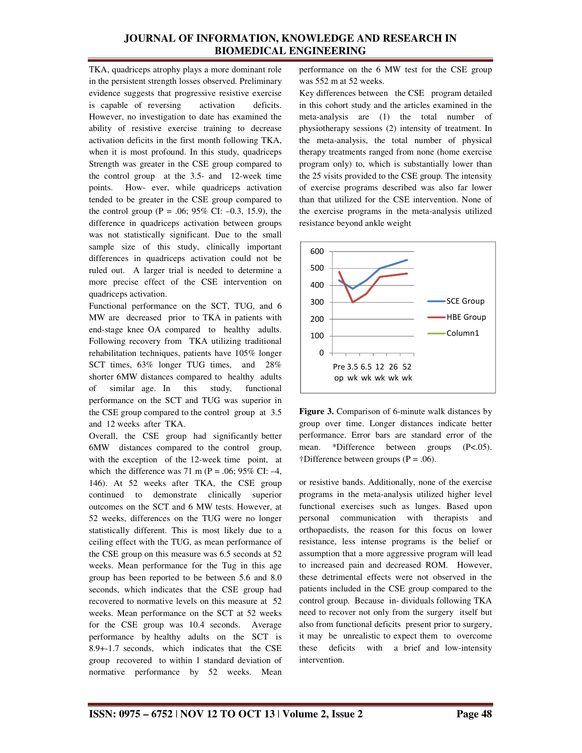TKA, quadriceps atrophy plays a more dominant role in the persistent strength losses observed. Preliminary evidence suggests that progressive resistive exercise is capable of reversing activation deficits. However, no investigation to date has examined the ability of resistive exercise training to decrease activation deficits in the first month following TKA, when it is most profound. In this study, quadriceps Strength was greater in the CSE group compared to the control group at the 3.5- and 12-week time points. How- ever, while quadriceps activation tended to be greater in the CSE group compared to the control group (P = .06; 95% CI: –0.3, 15.9), the difference in quadriceps activation between groups was not statistically significant. Due to the small sample size of this study, clinically important differences in quadriceps activation could not be ruled out. A larger trial is needed to determine a more precise effect of the CSE intervention on quadriceps activation.

Functional performance on the SCT, TUG, and 6 MW are decreased prior to TKA in patients with end-stage knee OA compared to healthy adults. Following recovery from TKA utilizing traditional rehabilitation techniques, patients have 105% longer SCT times, 63% longer TUG times, and 28% shorter 6MW distances compared to healthy adults of similar age. In this study, functional performance on the SCT and TUG was superior in the CSE group compared to the control group at 3.5 and 12 weeks after TKA.

Overall, the CSE group had significantly better 6MW distances compared to the control group, with the exception of the 12-week time point, at which the difference was 71 m (P = .06; 95% CI: –4, 146). At 52 weeks after TKA, the CSE group continued to demonstrate clinically superior outcomes on the SCT and 6 MW tests. However, at 52 weeks, differences on the TUG were no longer statistically different. This is most likely due to a ceiling effect with the TUG, as mean performance of the CSE group on this measure was 6.5 seconds at 52 weeks. Mean performance for the Tug in this age group has been reported to be between 5.6 and 8.0 seconds, which indicates that the CSE group had recovered to normative levels on this measure at 52 weeks. Mean performance on the SCT at 52 weeks for the CSE group was 10.4 seconds. Average performance by healthy adults on the SCT is 8.9+-1.7 seconds, which indicates that the CSE group recovered to within 1 standard deviation of normative performance by 52 weeks. Mean performance on the 6 MW test for the CSE group was 552 m at 52 weeks.

Key differences between the CSE program detailed in this cohort study and the articles examined in the meta-analysis are (1) the total number of physiotherapy sessions (2) intensity of treatment. In the meta-analysis, the total number of physical therapy treatments ranged from none (home exercise program only) to, which is substantially lower than the 25 visits provided to the CSE group. The intensity of exercise programs described was also far lower than that utilized for the CSE intervention. None of the exercise programs in the meta-analysis utilized resistance beyond ankle weight

**Figure 3.** Comparison of 6-minute walk distances by group over time. Longer distances indicate better performance. Error bars are standard error of the mean. *Difference between groups (P<.05). †Difference between groups (P = .06).

or resistive bands. Additionally, none of the exercise programs in the meta-analysis utilized higher level functional exercises such as lunges. Based upon personal communication with therapists and orthopaedists, the reason for this focus on lower resistance, less intense programs is the belief or assumption that a more aggressive program will lead to increased pain and decreased ROM. However, these detrimental effects were not observed in the patients included in the CSE group compared to the control group. Because in- dividuals following TKA need to recover not only from the surgery itself but also from functional deficits present prior to surgery, it may be unrealistic to expect them to overcome these deficits with a brief and low-intensity intervention.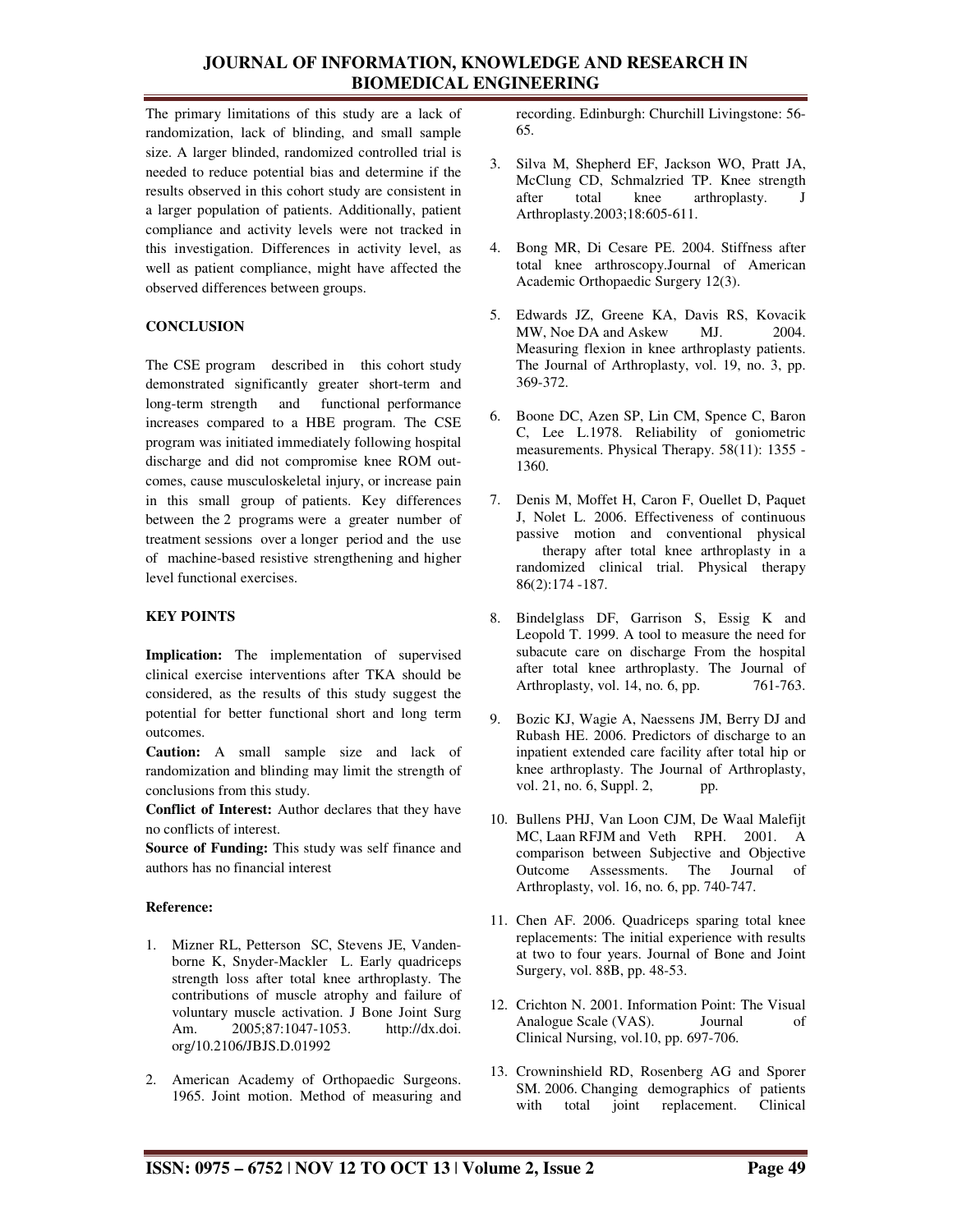The primary limitations of this study are a lack of randomization, lack of blinding, and small sample size. A larger blinded, randomized controlled trial is needed to reduce potential bias and determine if the results observed in this cohort study are consistent in a larger population of patients. Additionally, patient compliance and activity levels were not tracked in this investigation. Differences in activity level, as well as patient compliance, might have affected the observed differences between groups.

## CONCLUSION

The CSE program described in this cohort study demonstrated significantly greater short-term and long-term strength and functional performance increases compared to a HBE program. The CSE program was initiated immediately following hospital discharge and did not compromise knee ROM outcomes, cause musculoskeletal injury, or increase pain in this small group of patients. Key differences between the 2 programs were a greater number of treatment sessions over a longer period and the use of machine-based resistive strengthening and higher level functional exercises.

## KEY POINTS

**Implication:** The implementation of supervised clinical exercise interventions after TKA should be considered, as the results of this study suggest the potential for better functional short and long term outcomes.

**Caution:** A small sample size and lack of randomization and blinding may limit the strength of conclusions from this study.

**Conflict of Interest:** Author declares that they have no conflicts of interest.

**Source of Funding:** This study was self finance and authors has no financial interest

### Reference:

1. Mizner RL, Petterson SC, Stevens JE, Vandenborne K, Snyder-Mackler L. Early quadriceps strength loss after total knee arthroplasty. The contributions of muscle atrophy and failure of voluntary muscle activation. J Bone Joint Surg Am. 2005;87:1047-1053. http://dx.doi.org/10.2106/JBJS.D.01992
2. American Academy of Orthopaedic Surgeons. 1965. Joint motion. Method of measuring and recording. Edinburgh: Churchill Livingstone: 56-65.
3. Silva M, Shepherd EF, Jackson WO, Pratt JA, McClung CD, Schmalzried TP. Knee strength after total knee arthroplasty. J Arthroplasty.2003;18:605-611.
4. Bong MR, Di Cesare PE. 2004. Stiffness after total knee arthroscopy.Journal of American Academic Orthopaedic Surgery 12(3).
5. Edwards JZ, Greene KA, Davis RS, Kovacik MW, Noe DA and Askew MJ. 2004. Measuring flexion in knee arthroplasty patients. The Journal of Arthroplasty, vol. 19, no. 3, pp. 369-372.
6. Boone DC, Azen SP, Lin CM, Spence C, Baron C, Lee L.1978. Reliability of goniometric measurements. Physical Therapy. 58(11): 1355 - 1360.
7. Denis M, Moffet H, Caron F, Ouellet D, Paquet J, Nolet L. 2006. Effectiveness of continuous passive motion and conventional physical therapy after total knee arthroplasty in a randomized clinical trial. Physical therapy 86(2):174 -187.
8. Bindelglass DF, Garrison S, Essig K and Leopold T. 1999. A tool to measure the need for subacute care on discharge From the hospital after total knee arthroplasty. The Journal of Arthroplasty, vol. 14, no. 6, pp. 761-763.
9. Bozic KJ, Wagie A, Naessens JM, Berry DJ and Rubash HE. 2006. Predictors of discharge to an inpatient extended care facility after total hip or knee arthroplasty. The Journal of Arthroplasty, vol. 21, no. 6, Suppl. 2, pp.
10. Bullens PHJ, Van Loon CJM, De Waal Malefijt MC, Laan RFJM and Veth RPH. 2001. A comparison between Subjective and Objective Outcome Assessments. The Journal of Arthroplasty, vol. 16, no. 6, pp. 740-747.
11. Chen AF. 2006. Quadriceps sparing total knee replacements: The initial experience with results at two to four years. Journal of Bone and Joint Surgery, vol. 88B, pp. 48-53.
12. Crichton N. 2001. Information Point: The Visual Analogue Scale (VAS). Journal of Clinical Nursing, vol.10, pp. 697-706.
13. Crowninshield RD, Rosenberg AG and Sporer SM. 2006. Changing demographics of patients with total joint replacement. Clinical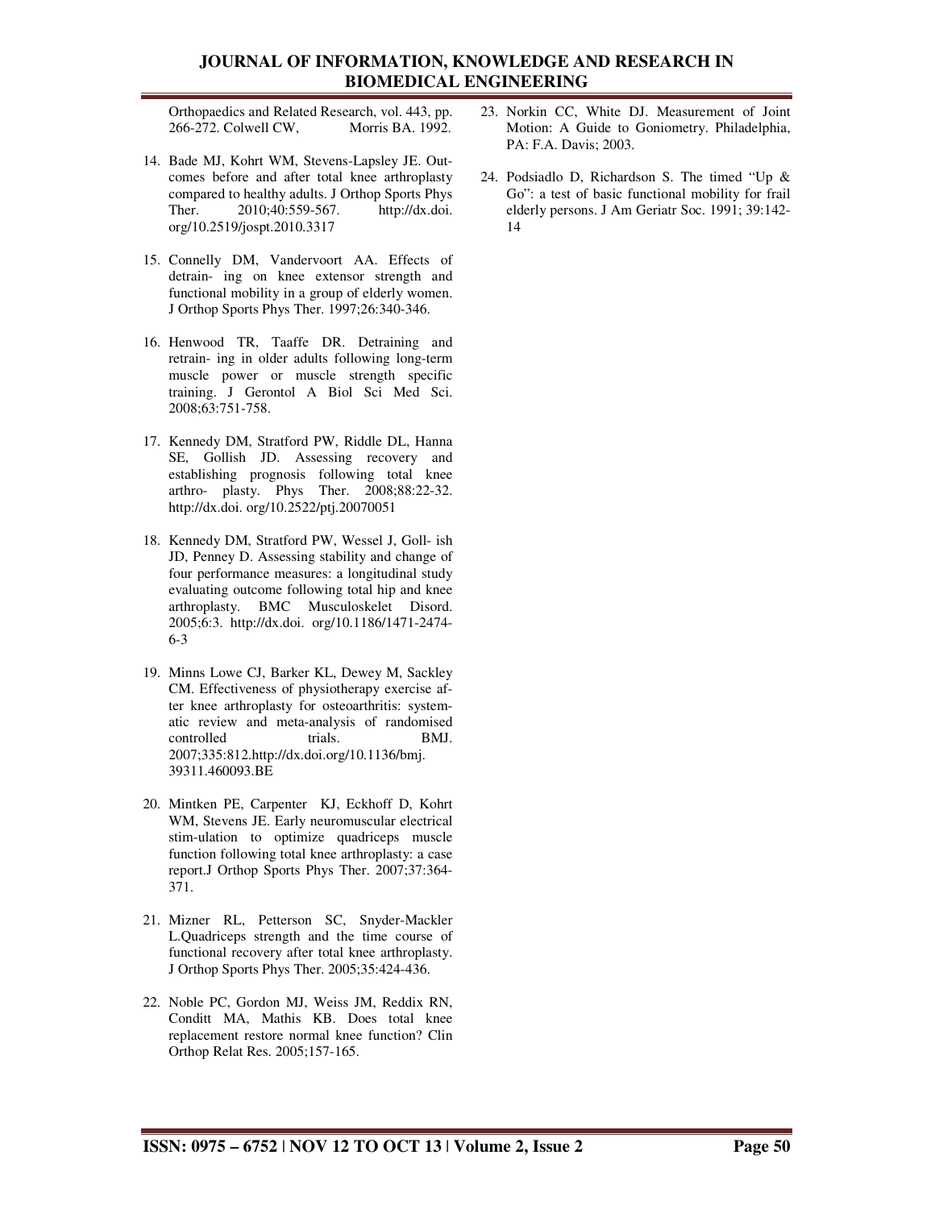Orthopaedics and Related Research, vol. 443, pp. 266-272. Colwell CW, Morris BA. 1992.

14. Bade MJ, Kohrt WM, Stevens-Lapsley JE. Outcomes before and after total knee arthroplasty compared to healthy adults. J Orthop Sports Phys Ther. 2010;40:559-567. http://dx.doi. org/10.2519/jospt.2010.3317

15. Connelly DM, Vandervoort AA. Effects of detrain- ing on knee extensor strength and functional mobility in a group of elderly women. J Orthop Sports Phys Ther. 1997;26:340-346.

16. Henwood TR, Taaffe DR. Detraining and retrain- ing in older adults following long-term muscle power or muscle strength specific training. J Gerontol A Biol Sci Med Sci. 2008;63:751-758.

17. Kennedy DM, Stratford PW, Riddle DL, Hanna SE, Gollish JD. Assessing recovery and establishing prognosis following total knee arthro- plasty. Phys Ther. 2008;88:22-32. http://dx.doi. org/10.2522/ptj.20070051

18. Kennedy DM, Stratford PW, Wessel J, Goll- ish JD, Penney D. Assessing stability and change of four performance measures: a longitudinal study evaluating outcome following total hip and knee arthroplasty. BMC Musculoskelet Disord. 2005;6:3. http://dx.doi. org/10.1186/1471-2474-6-3

19. Minns Lowe CJ, Barker KL, Dewey M, Sackley CM. Effectiveness of physiotherapy exercise af- ter knee arthroplasty for osteoarthritis: system- atic review and meta-analysis of randomised controlled trials. BMJ. 2007;335:812.http://dx.doi.org/10.1136/bmj. 39311.460093.BE

20. Mintken PE, Carpenter KJ, Eckhoff D, Kohrt WM, Stevens JE. Early neuromuscular electrical stim-ulation to optimize quadriceps muscle function following total knee arthroplasty: a case report.J Orthop Sports Phys Ther. 2007;37:364-371.

21. Mizner RL, Petterson SC, Snyder-Mackler L.Quadriceps strength and the time course of functional recovery after total knee arthroplasty. J Orthop Sports Phys Ther. 2005;35:424-436.

22. Noble PC, Gordon MJ, Weiss JM, Reddix RN, Conditt MA, Mathis KB. Does total knee replacement restore normal knee function? Clin Orthop Relat Res. 2005;157-165.

23. Norkin CC, White DJ. Measurement of Joint Motion: A Guide to Goniometry. Philadelphia, PA: F.A. Davis; 2003.

24. Podsiadlo D, Richardson S. The timed "Up & Go": a test of basic functional mobility for frail elderly persons. J Am Geriatr Soc. 1991; 39:142-14